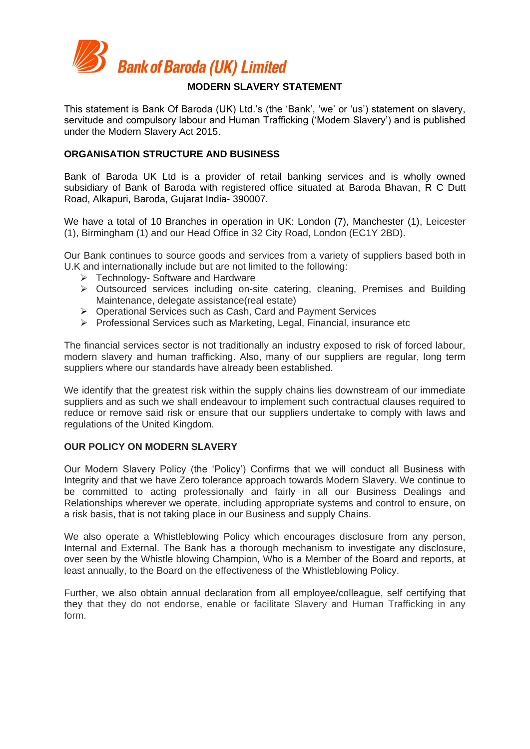**Bank of Baroda (UK) Limited**

# MODERN SLAVERY STATEMENT

This statement is Bank Of Baroda (UK) Ltd.'s (the 'Bank', 'we' or 'us') statement on slavery, servitude and compulsory labour and Human Trafficking ('Modern Slavery') and is published under the Modern Slavery Act 2015.

## ORGANISATION STRUCTURE AND BUSINESS

Bank of Baroda UK Ltd is a provider of retail banking services and is wholly owned subsidiary of Bank of Baroda with registered office situated at Baroda Bhavan, R C Dutt Road, Alkapuri, Baroda, Gujarat India- 390007.

We have a total of 10 Branches in operation in UK: London (7), Manchester (1), Leicester (1), Birmingham (1) and our Head Office in 32 City Road, London (EC1Y 2BD).

Our Bank continues to source goods and services from a variety of suppliers based both in U.K and internationally include but are not limited to the following:

- Technology- Software and Hardware
- Outsourced services including on-site catering, cleaning, Premises and Building Maintenance, delegate assistance(real estate)
- Operational Services such as Cash, Card and Payment Services
- Professional Services such as Marketing, Legal, Financial, insurance etc

The financial services sector is not traditionally an industry exposed to risk of forced labour, modern slavery and human trafficking. Also, many of our suppliers are regular, long term suppliers where our standards have already been established.

We identify that the greatest risk within the supply chains lies downstream of our immediate suppliers and as such we shall endeavour to implement such contractual clauses required to reduce or remove said risk or ensure that our suppliers undertake to comply with laws and regulations of the United Kingdom.

## OUR POLICY ON MODERN SLAVERY

Our Modern Slavery Policy (the 'Policy') Confirms that we will conduct all Business with Integrity and that we have Zero tolerance approach towards Modern Slavery. We continue to be committed to acting professionally and fairly in all our Business Dealings and Relationships wherever we operate, including appropriate systems and control to ensure, on a risk basis, that is not taking place in our Business and supply Chains.

We also operate a Whistleblowing Policy which encourages disclosure from any person, Internal and External. The Bank has a thorough mechanism to investigate any disclosure, over seen by the Whistle blowing Champion, Who is a Member of the Board and reports, at least annually, to the Board on the effectiveness of the Whistleblowing Policy.

Further, we also obtain annual declaration from all employee/colleague, self certifying that they that they do not endorse, enable or facilitate Slavery and Human Trafficking in any form.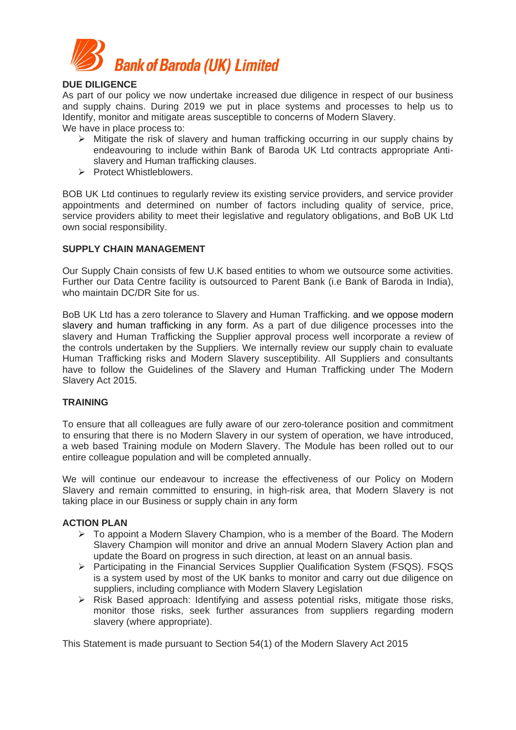**Bank of Baroda (UK) Limited**

**DUE DILIGENCE**

As part of our policy we now undertake increased due diligence in respect of our business and supply chains. During 2019 we put in place systems and processes to help us to Identify, monitor and mitigate areas susceptible to concerns of Modern Slavery.
We have in place process to:

- Mitigate the risk of slavery and human trafficking occurring in our supply chains by endeavouring to include within Bank of Baroda UK Ltd contracts appropriate Anti-slavery and Human trafficking clauses.
- Protect Whistleblowers.

BOB UK Ltd continues to regularly review its existing service providers, and service provider appointments and determined on number of factors including quality of service, price, service providers ability to meet their legislative and regulatory obligations, and BoB UK Ltd own social responsibility.

**SUPPLY CHAIN MANAGEMENT**

Our Supply Chain consists of few U.K based entities to whom we outsource some activities. Further our Data Centre facility is outsourced to Parent Bank (i.e Bank of Baroda in India), who maintain DC/DR Site for us.

BoB UK Ltd has a zero tolerance to Slavery and Human Trafficking. and we oppose modern slavery and human trafficking in any form. As a part of due diligence processes into the slavery and Human Trafficking the Supplier approval process well incorporate a review of the controls undertaken by the Suppliers. We internally review our supply chain to evaluate Human Trafficking risks and Modern Slavery susceptibility. All Suppliers and consultants have to follow the Guidelines of the Slavery and Human Trafficking under The Modern Slavery Act 2015.

**TRAINING**

To ensure that all colleagues are fully aware of our zero-tolerance position and commitment to ensuring that there is no Modern Slavery in our system of operation, we have introduced, a web based Training module on Modern Slavery. The Module has been rolled out to our entire colleague population and will be completed annually.

We will continue our endeavour to increase the effectiveness of our Policy on Modern Slavery and remain committed to ensuring, in high-risk area, that Modern Slavery is not taking place in our Business or supply chain in any form

**ACTION PLAN**

- To appoint a Modern Slavery Champion, who is a member of the Board. The Modern Slavery Champion will monitor and drive an annual Modern Slavery Action plan and update the Board on progress in such direction, at least on an annual basis.
- Participating in the Financial Services Supplier Qualification System (FSQS). FSQS is a system used by most of the UK banks to monitor and carry out due diligence on suppliers, including compliance with Modern Slavery Legislation
- Risk Based approach: Identifying and assess potential risks, mitigate those risks, monitor those risks, seek further assurances from suppliers regarding modern slavery (where appropriate).

This Statement is made pursuant to Section 54(1) of the Modern Slavery Act 2015